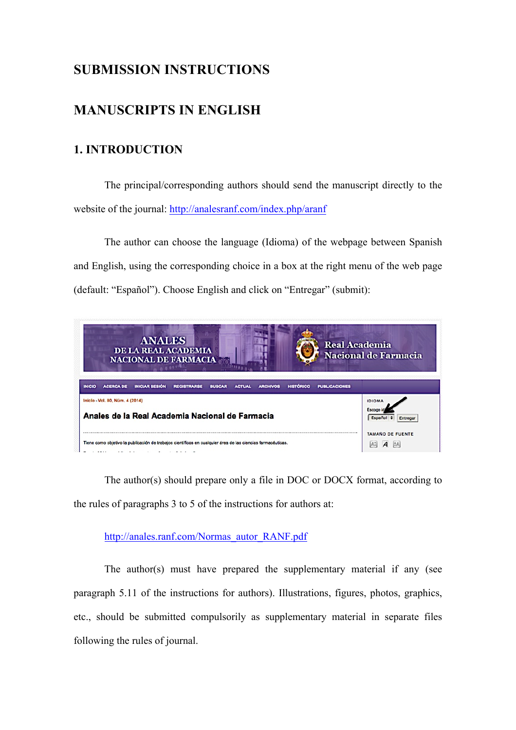# SUBMISSION INSTRUCTIONS

## MANUSCRIPTS IN ENGLISH

### 1. INTRODUCTION

The principal/corresponding authors should send the manuscript directly to the website of the journal: http://analesranf.com/index.php/aranf

The author can choose the language (Idioma) of the webpage between Spanish and English, using the corresponding choice in a box at the right menu of the web page (default: "Español"). Choose English and click on "Entregar" (submit):

The author(s) should prepare only a file in DOC or DOCX format, according to the rules of paragraphs 3 to 5 of the instructions for authors at:

http://anales.ranf.com/Normas_autor_RANF.pdf

The author(s) must have prepared the supplementary material if any (see paragraph 5.11 of the instructions for authors). Illustrations, figures, photos, graphics, etc., should be submitted compulsorily as supplementary material in separate files following the rules of journal.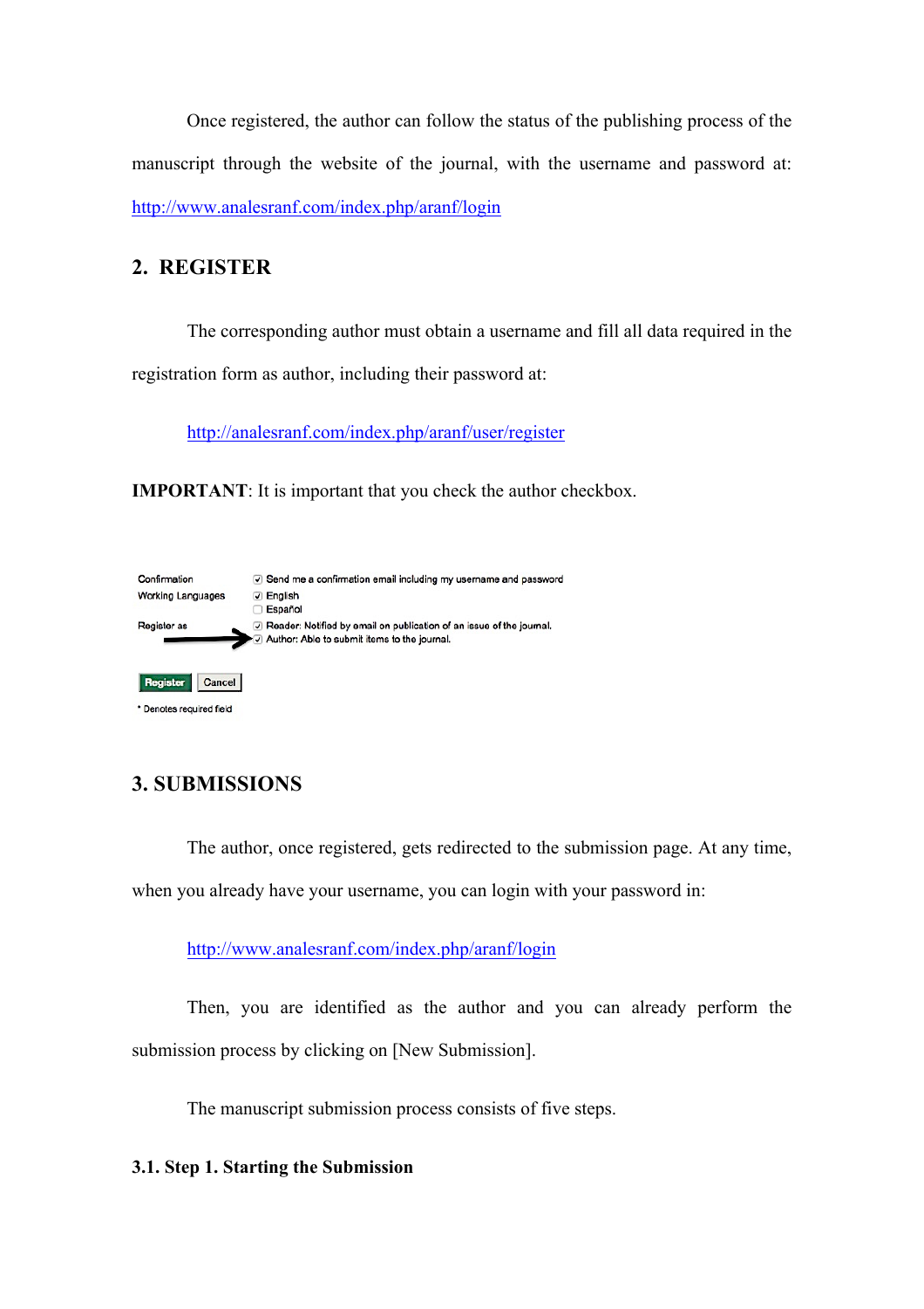Once registered, the author can follow the status of the publishing process of the manuscript through the website of the journal, with the username and password at: http://www.analesranf.com/index.php/aranf/login

## 2. REGISTER

The corresponding author must obtain a username and fill all data required in the registration form as author, including their password at:

http://analesranf.com/index.php/aranf/user/register

**IMPORTANT**: It is important that you check the author checkbox.

Confirmation — ☑ Send me a confirmation email including my username and password

Working Languages — ☑ English ☐ Español

Register as — ☑ Reader: Notified by email on publication of an issue of the journal. ☑ Author: Able to submit items to the journal.

Register | Cancel

\* Denotes required field

## 3. SUBMISSIONS

The author, once registered, gets redirected to the submission page. At any time, when you already have your username, you can login with your password in:

http://www.analesranf.com/index.php/aranf/login

Then, you are identified as the author and you can already perform the submission process by clicking on [New Submission].

The manuscript submission process consists of five steps.

### 3.1. Step 1. Starting the Submission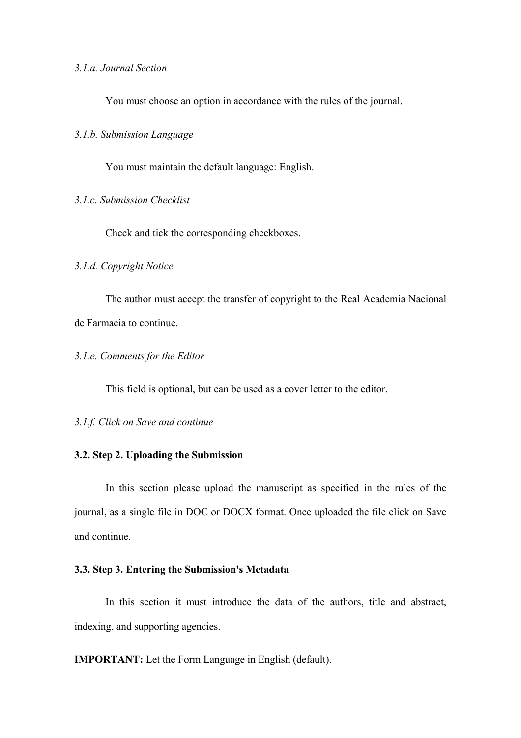*3.1.a. Journal Section*

You must choose an option in accordance with the rules of the journal.

*3.1.b. Submission Language*

You must maintain the default language: English.

*3.1.c. Submission Checklist*

Check and tick the corresponding checkboxes.

*3.1.d. Copyright Notice*

The author must accept the transfer of copyright to the Real Academia Nacional de Farmacia to continue.

*3.1.e. Comments for the Editor*

This field is optional, but can be used as a cover letter to the editor.

*3.1.f. Click on Save and continue*

### 3.2. Step 2. Uploading the Submission

In this section please upload the manuscript as specified in the rules of the journal, as a single file in DOC or DOCX format. Once uploaded the file click on Save and continue.

### 3.3. Step 3. Entering the Submission's Metadata

In this section it must introduce the data of the authors, title and abstract, indexing, and supporting agencies.

**IMPORTANT:** Let the Form Language in English (default).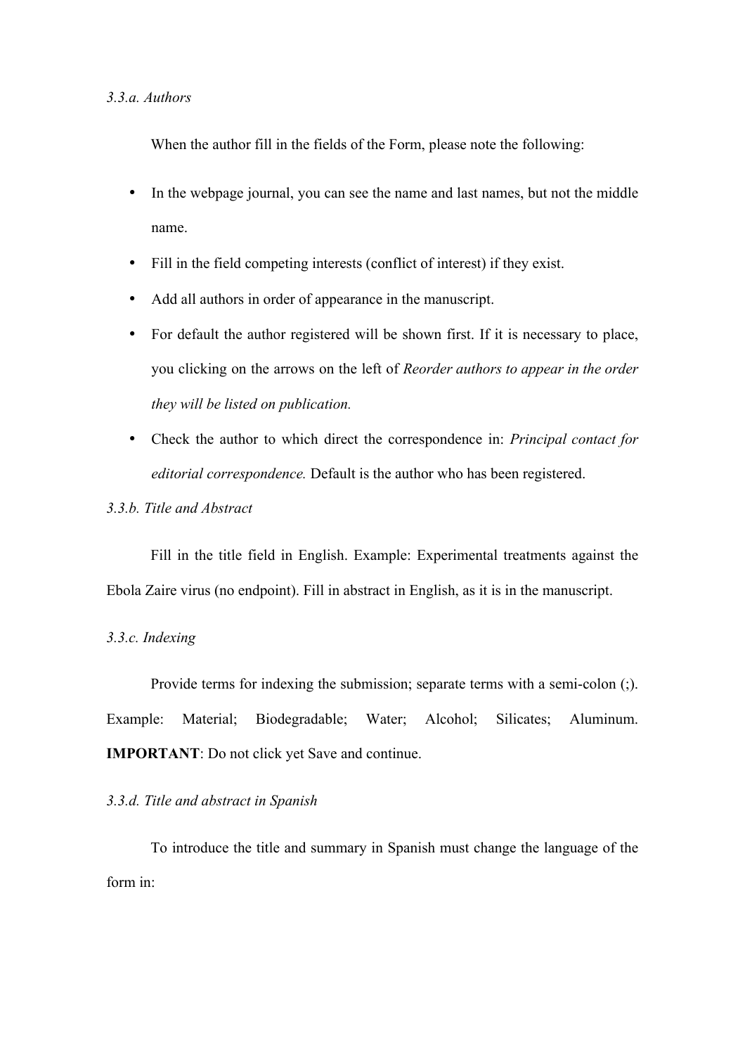*3.3.a. Authors*

When the author fill in the fields of the Form, please note the following:

- In the webpage journal, you can see the name and last names, but not the middle name.
- Fill in the field competing interests (conflict of interest) if they exist.
- Add all authors in order of appearance in the manuscript.
- For default the author registered will be shown first. If it is necessary to place, you clicking on the arrows on the left of *Reorder authors to appear in the order they will be listed on publication.*
- Check the author to which direct the correspondence in: *Principal contact for editorial correspondence.* Default is the author who has been registered.

*3.3.b. Title and Abstract*

Fill in the title field in English. Example: Experimental treatments against the Ebola Zaire virus (no endpoint). Fill in abstract in English, as it is in the manuscript.

*3.3.c. Indexing*

Provide terms for indexing the submission; separate terms with a semi-colon (;). Example: Material; Biodegradable; Water; Alcohol; Silicates; Aluminum. **IMPORTANT**: Do not click yet Save and continue.

*3.3.d. Title and abstract in Spanish*

To introduce the title and summary in Spanish must change the language of the form in: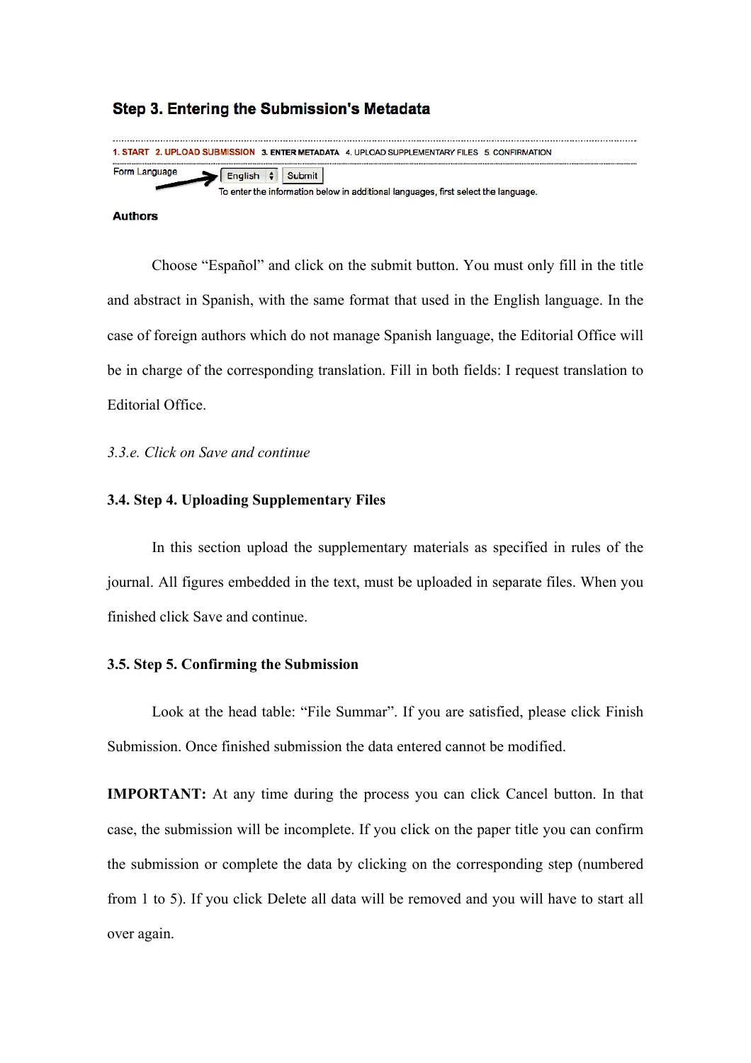**Step 3. Entering the Submission's Metadata**

1. START 2. UPLOAD SUBMISSION 3. ENTER METADATA 4. UPLOAD SUPPLEMENTARY FILES 5. CONFIRMATION

Form Language English Submit

To enter the information below in additional languages, first select the language.

**Authors**

Choose “Español” and click on the submit button. You must only fill in the title and abstract in Spanish, with the same format that used in the English language. In the case of foreign authors which do not manage Spanish language, the Editorial Office will be in charge of the corresponding translation. Fill in both fields: I request translation to Editorial Office.

*3.3.e. Click on Save and continue*

**3.4. Step 4. Uploading Supplementary Files**

In this section upload the supplementary materials as specified in rules of the journal. All figures embedded in the text, must be uploaded in separate files. When you finished click Save and continue.

**3.5. Step 5. Confirming the Submission**

Look at the head table: “File Summar”. If you are satisfied, please click Finish Submission. Once finished submission the data entered cannot be modified.

**IMPORTANT:** At any time during the process you can click Cancel button. In that case, the submission will be incomplete. If you click on the paper title you can confirm the submission or complete the data by clicking on the corresponding step (numbered from 1 to 5). If you click Delete all data will be removed and you will have to start all over again.